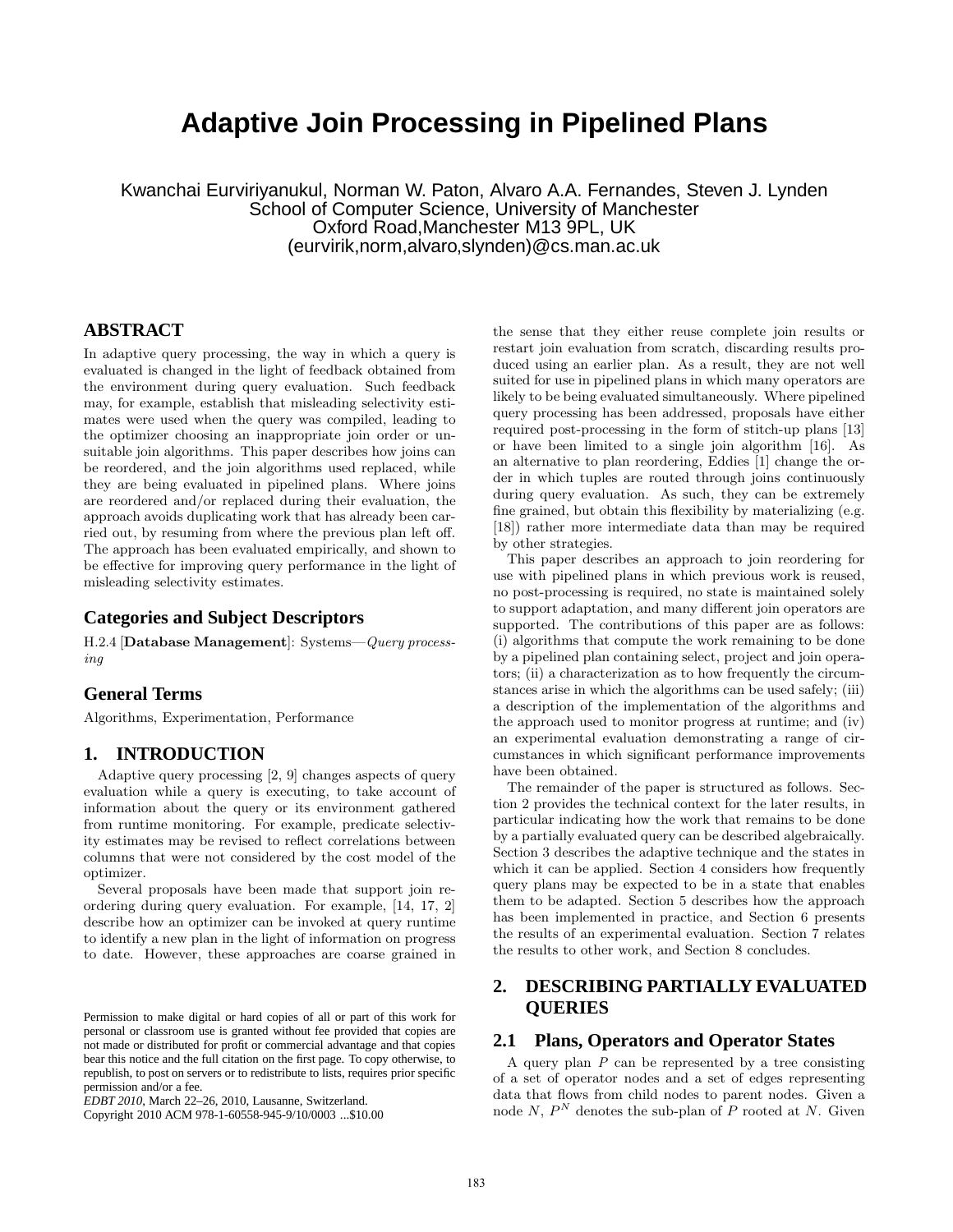# Adaptive Join Processing in Pipelined Plans

Kwanchai Eurviriyanukul, Norman W. Paton, Alvaro A.A. Fernandes, Steven J. Lynden
School of Computer Science, University of Manchester
Oxford Road,Manchester M13 9PL, UK
(eurvirik,norm,alvaro,slynden)@cs.man.ac.uk

## ABSTRACT

In adaptive query processing, the way in which a query is evaluated is changed in the light of feedback obtained from the environment during query evaluation. Such feedback may, for example, establish that misleading selectivity estimates were used when the query was compiled, leading to the optimizer choosing an inappropriate join order or unsuitable join algorithms. This paper describes how joins can be reordered, and the join algorithms used replaced, while they are being evaluated in pipelined plans. Where joins are reordered and/or replaced during their evaluation, the approach avoids duplicating work that has already been carried out, by resuming from where the previous plan left off. The approach has been evaluated empirically, and shown to be effective for improving query performance in the light of misleading selectivity estimates.

### Categories and Subject Descriptors

H.2.4 [**Database Management**]: Systems—*Query processing*

### General Terms

Algorithms, Experimentation, Performance

## 1. INTRODUCTION

Adaptive query processing [2, 9] changes aspects of query evaluation while a query is executing, to take account of information about the query or its environment gathered from runtime monitoring. For example, predicate selectivity estimates may be revised to reflect correlations between columns that were not considered by the cost model of the optimizer.

Several proposals have been made that support join reordering during query evaluation. For example, [14, 17, 2] describe how an optimizer can be invoked at query runtime to identify a new plan in the light of information on progress to date. However, these approaches are coarse grained in the sense that they either reuse complete join results or restart join evaluation from scratch, discarding results produced using an earlier plan. As a result, they are not well suited for use in pipelined plans in which many operators are likely to be being evaluated simultaneously. Where pipelined query processing has been addressed, proposals have either required post-processing in the form of stitch-up plans [13] or have been limited to a single join algorithm [16]. As an alternative to plan reordering, Eddies [1] change the order in which tuples are routed through joins continuously during query evaluation. As such, they can be extremely fine grained, but obtain this flexibility by materializing (e.g. [18]) rather more intermediate data than may be required by other strategies.

This paper describes an approach to join reordering for use with pipelined plans in which previous work is reused, no post-processing is required, no state is maintained solely to support adaptation, and many different join operators are supported. The contributions of this paper are as follows: (i) algorithms that compute the work remaining to be done by a pipelined plan containing select, project and join operators; (ii) a characterization as to how frequently the circumstances arise in which the algorithms can be used safely; (iii) a description of the implementation of the algorithms and the approach used to monitor progress at runtime; and (iv) an experimental evaluation demonstrating a range of circumstances in which significant performance improvements have been obtained.

The remainder of the paper is structured as follows. Section 2 provides the technical context for the later results, in particular indicating how the work that remains to be done by a partially evaluated query can be described algebraically. Section 3 describes the adaptive technique and the states in which it can be applied. Section 4 considers how frequently query plans may be expected to be in a state that enables them to be adapted. Section 5 describes how the approach has been implemented in practice, and Section 6 presents the results of an experimental evaluation. Section 7 relates the results to other work, and Section 8 concludes.

## 2. DESCRIBING PARTIALLY EVALUATED QUERIES

### 2.1 Plans, Operators and Operator States

A query plan $P$ can be represented by a tree consisting of a set of operator nodes and a set of edges representing data that flows from child nodes to parent nodes. Given a node $N$, $P^N$ denotes the sub-plan of $P$ rooted at $N$. Given

Permission to make digital or hard copies of all or part of this work for personal or classroom use is granted without fee provided that copies are not made or distributed for profit or commercial advantage and that copies bear this notice and the full citation on the first page. To copy otherwise, to republish, to post on servers or to redistribute to lists, requires prior specific permission and/or a fee.
*EDBT 2010*, March 22–26, 2010, Lausanne, Switzerland.
Copyright 2010 ACM 978-1-60558-945-9/10/0003 ...$10.00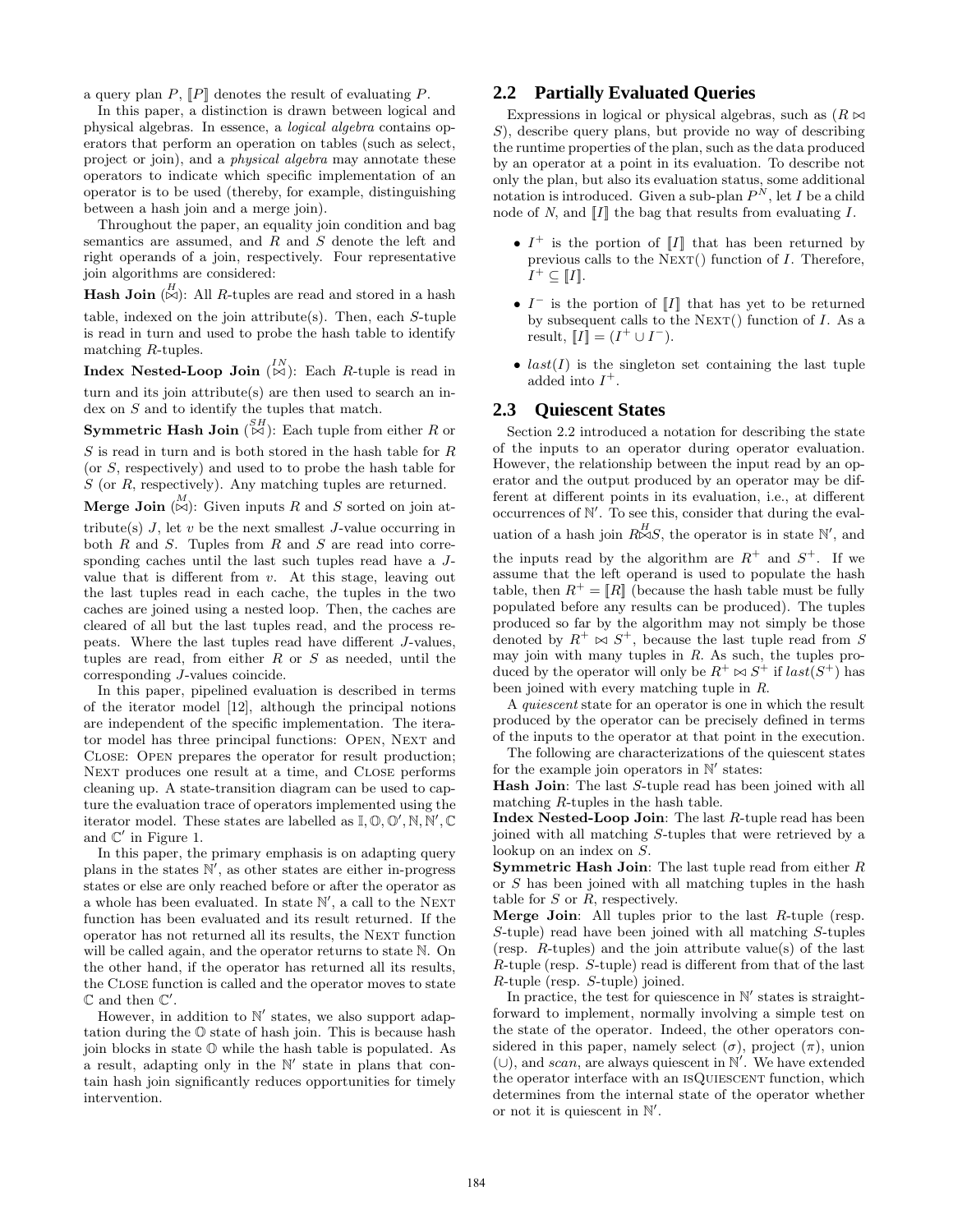a query plan $P$, $[\![P]\!]$ denotes the result of evaluating $P$.

In this paper, a distinction is drawn between logical and physical algebras. In essence, a *logical algebra* contains operators that perform an operation on tables (such as select, project or join), and a *physical algebra* may annotate these operators to indicate which specific implementation of an operator is to be used (thereby, for example, distinguishing between a hash join and a merge join).

Throughout the paper, an equality join condition and bag semantics are assumed, and $R$ and $S$ denote the left and right operands of a join, respectively. Four representative join algorithms are considered:

**Hash Join** ($\overset{H}{\bowtie}$): All $R$-tuples are read and stored in a hash table, indexed on the join attribute(s). Then, each $S$-tuple is read in turn and used to probe the hash table to identify matching $R$-tuples.

**Index Nested-Loop Join** ($\overset{IN}{\bowtie}$): Each $R$-tuple is read in turn and its join attribute(s) are then used to search an index on $S$ and to identify the tuples that match.

**Symmetric Hash Join** ($\overset{SH}{\bowtie}$): Each tuple from either $R$ or $S$ is read in turn and is both stored in the hash table for $R$ (or $S$, respectively) and used to to probe the hash table for $S$ (or $R$, respectively). Any matching tuples are returned.

**Merge Join** ($\overset{M}{\bowtie}$): Given inputs $R$ and $S$ sorted on join attribute(s) $J$, let $v$ be the next smallest $J$-value occurring in both $R$ and $S$. Tuples from $R$ and $S$ are read into corresponding caches until the last such tuples read have a $J$-value that is different from $v$. At this stage, leaving out the last tuples read in each cache, the tuples in the two caches are joined using a nested loop. Then, the caches are cleared of all but the last tuples read, and the process repeats. Where the last tuples read have different $J$-values, tuples are read, from either $R$ or $S$ as needed, until the corresponding $J$-values coincide.

In this paper, pipelined evaluation is described in terms of the iterator model [12], although the principal notions are independent of the specific implementation. The iterator model has three principal functions: Open, Next and Close: Open prepares the operator for result production; Next produces one result at a time, and Close performs cleaning up. A state-transition diagram can be used to capture the evaluation trace of operators implemented using the iterator model. These states are labelled as $\mathbb{I}, \mathbb{O}, \mathbb{O}', \mathbb{N}, \mathbb{N}', \mathbb{C}$ and $\mathbb{C}'$ in Figure 1.

In this paper, the primary emphasis is on adapting query plans in the states $\mathbb{N}'$, as other states are either in-progress states or else are only reached before or after the operator as a whole has been evaluated. In state $\mathbb{N}'$, a call to the Next function has been evaluated and its result returned. If the operator has not returned all its results, the Next function will be called again, and the operator returns to state $\mathbb{N}$. On the other hand, if the operator has returned all its results, the Close function is called and the operator moves to state $\mathbb{C}$ and then $\mathbb{C}'$.

However, in addition to $\mathbb{N}'$ states, we also support adaptation during the $\mathbb{O}$ state of hash join. This is because hash join blocks in state $\mathbb{O}$ while the hash table is populated. As a result, adapting only in the $\mathbb{N}'$ state in plans that contain hash join significantly reduces opportunities for timely intervention.

## 2.2 Partially Evaluated Queries

Expressions in logical or physical algebras, such as ($R \bowtie S$), describe query plans, but provide no way of describing the runtime properties of the plan, such as the data produced by an operator at a point in its evaluation. To describe not only the plan, but also its evaluation status, some additional notation is introduced. Given a sub-plan $P^N$, let $I$ be a child node of $N$, and $[\![I]\!]$ the bag that results from evaluating $I$.

- $I^+$ is the portion of $[\![I]\!]$ that has been returned by previous calls to the Next() function of $I$. Therefore, $I^+ \subseteq [\![I]\!]$.
- $I^-$ is the portion of $[\![I]\!]$ that has yet to be returned by subsequent calls to the Next() function of $I$. As a result, $[\![I]\!] = (I^+ \cup I^-)$.
- $last(I)$ is the singleton set containing the last tuple added into $I^+$.

## 2.3 Quiescent States

Section 2.2 introduced a notation for describing the state of the inputs to an operator during operator evaluation. However, the relationship between the input read by an operator and the output produced by an operator may be different at different points in its evaluation, i.e., at different occurrences of $\mathbb{N}'$. To see this, consider that during the evaluation of a hash join $R\overset{H}{\bowtie}S$, the operator is in state $\mathbb{N}'$, and the inputs read by the algorithm are $R^+$ and $S^+$. If we assume that the left operand is used to populate the hash table, then $R^+ = [\![R]\!]$ (because the hash table must be fully populated before any results can be produced). The tuples produced so far by the algorithm may not simply be those denoted by $R^+ \bowtie S^+$, because the last tuple read from $S$ may join with many tuples in $R$. As such, the tuples produced by the operator will only be $R^+ \bowtie S^+$ if $last(S^+)$ has been joined with every matching tuple in $R$.

A *quiescent* state for an operator is one in which the result produced by the operator can be precisely defined in terms of the inputs to the operator at that point in the execution.

The following are characterizations of the quiescent states for the example join operators in $\mathbb{N}'$ states:

**Hash Join**: The last $S$-tuple read has been joined with all matching $R$-tuples in the hash table.

**Index Nested-Loop Join**: The last $R$-tuple read has been joined with all matching $S$-tuples that were retrieved by a lookup on an index on $S$.

**Symmetric Hash Join**: The last tuple read from either $R$ or $S$ has been joined with all matching tuples in the hash table for $S$ or $R$, respectively.

**Merge Join**: All tuples prior to the last $R$-tuple (resp. $S$-tuple) read have been joined with all matching $S$-tuples (resp. $R$-tuples) and the join attribute value(s) of the last $R$-tuple (resp. $S$-tuple) read is different from that of the last $R$-tuple (resp. $S$-tuple) joined.

In practice, the test for quiescence in $\mathbb{N}'$ states is straightforward to implement, normally involving a simple test on the state of the operator. Indeed, the other operators considered in this paper, namely select ($\sigma$), project ($\pi$), union ($\cup$), and *scan*, are always quiescent in $\mathbb{N}'$. We have extended the operator interface with an isQuiescent function, which determines from the internal state of the operator whether or not it is quiescent in $\mathbb{N}'$.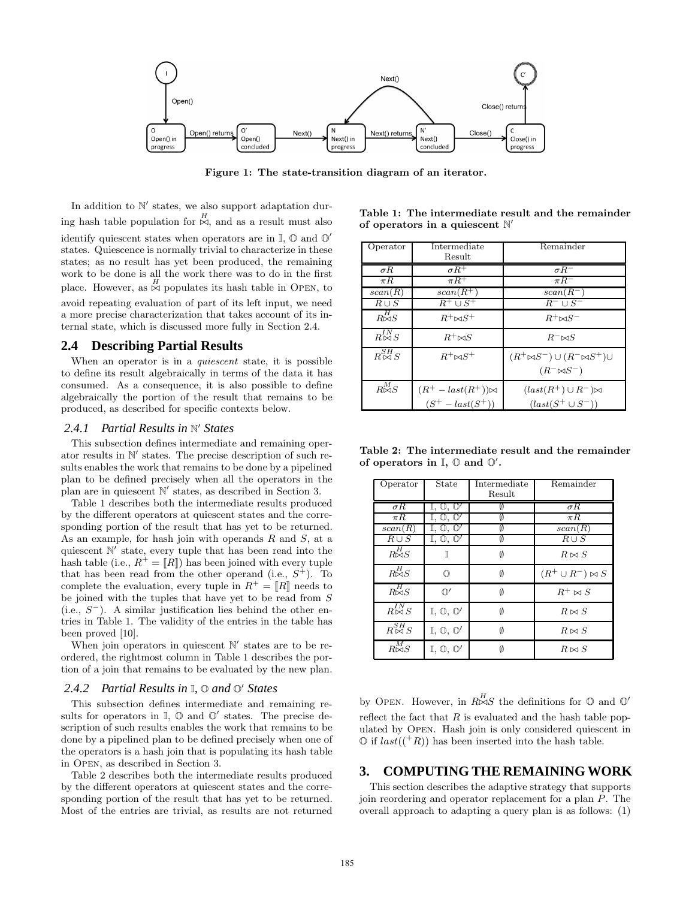Figure 1: The state-transition diagram of an iterator.

In addition to $\mathbb{N}'$ states, we also support adaptation during hash table population for $\overset{H}{\bowtie}$, and as a result must also identify quiescent states when operators are in $\mathbb{I}$, $\mathbb{O}$ and $\mathbb{O}'$ states. Quiescence is normally trivial to characterize in these states; as no result has yet been produced, the remaining work to be done is all the work there was to do in the first place. However, as $\overset{H}{\bowtie}$ populates its hash table in OPEN, to avoid repeating evaluation of part of its left input, we need a more precise characterization that takes account of its internal state, which is discussed more fully in Section 2.4.

## 2.4 Describing Partial Results

When an operator is in a *quiescent* state, it is possible to define its result algebraically in terms of the data it has consumed. As a consequence, it is also possible to define algebraically the portion of the result that remains to be produced, as described for specific contexts below.

### 2.4.1 Partial Results in $\mathbb{N}'$ States

This subsection defines intermediate and remaining operator results in $\mathbb{N}'$ states. The precise description of such results enables the work that remains to be done by a pipelined plan to be defined precisely when all the operators in the plan are in quiescent $\mathbb{N}'$ states, as described in Section 3.

Table 1 describes both the intermediate results produced by the different operators at quiescent states and the corresponding portion of the result that has yet to be returned. As an example, for hash join with operands $R$ and $S$, at a quiescent $\mathbb{N}'$ state, every tuple that has been read into the hash table (i.e., $R^+ = [\![R]\!]$) has been joined with every tuple that has been read from the other operand (i.e., $S^+$). To complete the evaluation, every tuple in $R^+ = [\![R]\!]$ needs to be joined with the tuples that have yet to be read from $S$ (i.e., $S^-$). A similar justification lies behind the other entries in Table 1. The validity of the entries in the table has been proved [10].

When join operators in quiescent $\mathbb{N}'$ states are to be reordered, the rightmost column in Table 1 describes the portion of a join that remains to be evaluated by the new plan.

### 2.4.2 Partial Results in $\mathbb{I}$, $\mathbb{O}$ and $\mathbb{O}'$ States

This subsection defines intermediate and remaining results for operators in $\mathbb{I}$, $\mathbb{O}$ and $\mathbb{O}'$ states. The precise description of such results enables the work that remains to be done by a pipelined plan to be defined precisely when one of the operators is a hash join that is populating its hash table in OPEN, as described in Section 3.

Table 2 describes both the intermediate results produced by the different operators at quiescent states and the corresponding portion of the result that has yet to be returned. Most of the entries are trivial, as results are not returned by OPEN. However, in $R\overset{H}{\bowtie}S$ the definitions for $\mathbb{O}$ and $\mathbb{O}'$ reflect the fact that $R$ is evaluated and the hash table populated by OPEN. Hash join is only considered quiescent in $\mathbb{O}$ if $last((^+R))$ has been inserted into the hash table.

**Table 1: The intermediate result and the remainder of operators in a quiescent $\mathbb{N}'$**

| Operator | Intermediate Result | Remainder |
|---|---|---|
| $\sigma R$ | $\sigma R^+$ | $\sigma R^-$ |
| $\pi R$ | $\pi R^+$ | $\pi R^-$ |
| $scan(R)$ | $scan(R^+)$ | $scan(R^-)$ |
| $R \cup S$ | $R^+ \cup S^+$ | $R^- \cup S^-$ |
| $R\overset{H}{\bowtie}S$ | $R^+ \bowtie S^+$ | $R^+ \bowtie S^-$ |
| $R\overset{IN}{\bowtie}S$ | $R^+ \bowtie S$ | $R^- \bowtie S$ |
| $R\overset{SH}{\bowtie}S$ | $R^+ \bowtie S^+$ | $(R^+ \bowtie S^-) \cup (R^- \bowtie S^+) \cup (R^- \bowtie S^-)$ |
| $R\overset{M}{\bowtie}S$ | $(R^+ - last(R^+)) \bowtie (S^+ - last(S^+))$ | $(last(R^+) \cup R^-) \bowtie (last(S^+ \cup S^-))$ |

**Table 2: The intermediate result and the remainder of operators in $\mathbb{I}$, $\mathbb{O}$ and $\mathbb{O}'$.**

| Operator | State | Intermediate Result | Remainder |
|---|---|---|---|
| $\sigma R$ | $\mathbb{I}$, $\mathbb{O}$, $\mathbb{O}'$ | $\emptyset$ | $\sigma R$ |
| $\pi R$ | $\mathbb{I}$, $\mathbb{O}$, $\mathbb{O}'$ | $\emptyset$ | $\pi R$ |
| $scan(R)$ | $\mathbb{I}$, $\mathbb{O}$, $\mathbb{O}'$ | $\emptyset$ | $scan(R)$ |
| $R \cup S$ | $\mathbb{I}$, $\mathbb{O}$, $\mathbb{O}'$ | $\emptyset$ | $R \cup S$ |
| $R\overset{H}{\bowtie}S$ | $\mathbb{I}$ | $\emptyset$ | $R \bowtie S$ |
| $R\overset{H}{\bowtie}S$ | $\mathbb{O}$ | $\emptyset$ | $(R^+ \cup R^-) \bowtie S$ |
| $R\overset{H}{\bowtie}S$ | $\mathbb{O}'$ | $\emptyset$ | $R^+ \bowtie S$ |
| $R\overset{IN}{\bowtie}S$ | $\mathbb{I}$, $\mathbb{O}$, $\mathbb{O}'$ | $\emptyset$ | $R \bowtie S$ |
| $R\overset{SH}{\bowtie}S$ | $\mathbb{I}$, $\mathbb{O}$, $\mathbb{O}'$ | $\emptyset$ | $R \bowtie S$ |
| $R\overset{M}{\bowtie}S$ | $\mathbb{I}$, $\mathbb{O}$, $\mathbb{O}'$ | $\emptyset$ | $R \bowtie S$ |

## 3. COMPUTING THE REMAINING WORK

This section describes the adaptive strategy that supports join reordering and operator replacement for a plan $P$. The overall approach to adapting a query plan is as follows: (1)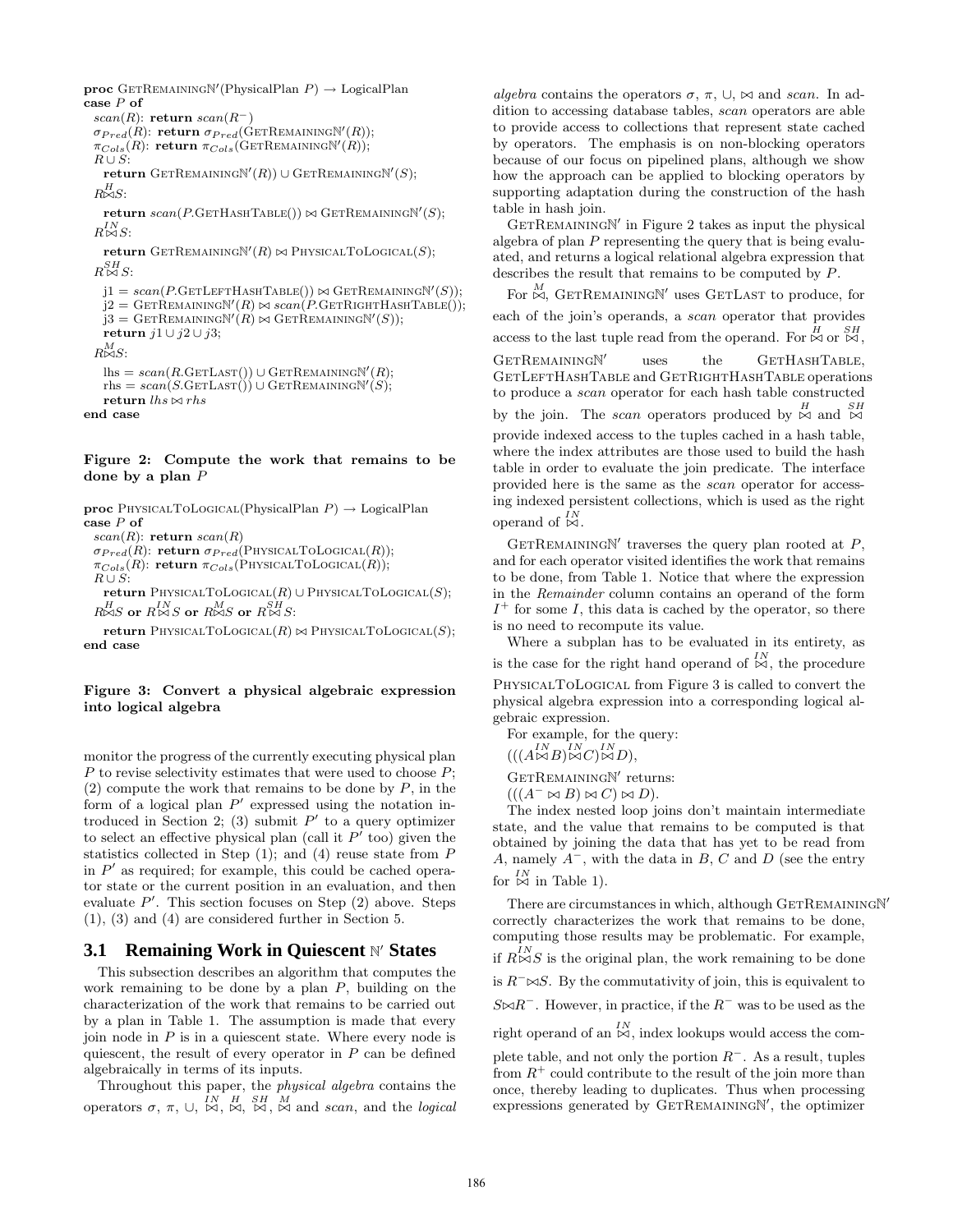```
proc GetRemainingℕ′(PhysicalPlan P) → LogicalPlan
case P of
  scan(R): return scan(R⁻)
  σ_Pred(R): return σ_Pred(GetRemainingℕ′(R));
  π_Cols(R): return π_Cols(GetRemainingℕ′(R));
  R ∪ S:
    return GetRemainingℕ′(R)) ∪ GetRemainingℕ′(S);
  R ⋈^H S:
    return scan(P.GetHashTable()) ⋈ GetRemainingℕ′(S);
  R ⋈^IN S:
    return GetRemainingℕ′(R) ⋈ PhysicalToLogical(S);
  R ⋈^SH S:
    j1 = scan(P.GetLeftHashTable()) ⋈ GetRemainingℕ′(S));
    j2 = GetRemainingℕ′(R) ⋈ scan(P.GetRightHashTable());
    j3 = GetRemainingℕ′(R) ⋈ GetRemainingℕ′(S));
    return j1 ∪ j2 ∪ j3;
  R ⋈^M S:
    lhs = scan(R.GetLast()) ∪ GetRemainingℕ′(R);
    rhs = scan(S.GetLast()) ∪ GetRemainingℕ′(S);
    return lhs ⋈ rhs
end case
```

**Figure 2: Compute the work that remains to be done by a plan $P$**

```
proc PhysicalToLogical(PhysicalPlan P) → LogicalPlan
case P of
  scan(R): return scan(R)
  σ_Pred(R): return σ_Pred(PhysicalToLogical(R));
  π_Cols(R): return π_Cols(PhysicalToLogical(R));
  R ∪ S:
    return PhysicalToLogical(R) ∪ PhysicalToLogical(S);
  R ⋈^H S or R ⋈^IN S or R ⋈^M S or R ⋈^SH S:
    return PhysicalToLogical(R) ⋈ PhysicalToLogical(S);
end case
```

**Figure 3: Convert a physical algebraic expression into logical algebra**

monitor the progress of the currently executing physical plan $P$ to revise selectivity estimates that were used to choose $P$; (2) compute the work that remains to be done by $P$, in the form of a logical plan $P'$ expressed using the notation introduced in Section 2; (3) submit $P'$ to a query optimizer to select an effective physical plan (call it $P'$ too) given the statistics collected in Step (1); and (4) reuse state from $P$ in $P'$ as required; for example, this could be cached operator state or the current position in an evaluation, and then evaluate $P'$. This section focuses on Step (2) above. Steps (1), (3) and (4) are considered further in Section 5.

## 3.1 Remaining Work in Quiescent $\mathbb{N}'$ States

This subsection describes an algorithm that computes the work remaining to be done by a plan $P$, building on the characterization of the work that remains to be carried out by a plan in Table 1. The assumption is made that every join node in $P$ is in a quiescent state. Where every node is quiescent, the result of every operator in $P$ can be defined algebraically in terms of its inputs.

Throughout this paper, the *physical algebra* contains the operators $\sigma$, $\pi$, $\cup$, $\overset{IN}{\bowtie}$, $\overset{H}{\bowtie}$, $\overset{SH}{\bowtie}$, $\overset{M}{\bowtie}$ and *scan*, and the *logical algebra* contains the operators $\sigma$, $\pi$, $\cup$, $\bowtie$ and *scan*. In addition to accessing database tables, *scan* operators are able to provide access to collections that represent state cached by operators. The emphasis is on non-blocking operators because of our focus on pipelined plans, although we show how the approach can be applied to blocking operators by supporting adaptation during the construction of the hash table in hash join.

GetRemaining$\mathbb{N}'$ in Figure 2 takes as input the physical algebra of plan $P$ representing the query that is being evaluated, and returns a logical relational algebra expression that describes the result that remains to be computed by $P$.

For $\overset{M}{\bowtie}$, GetRemaining$\mathbb{N}'$ uses GetLast to produce, for each of the join's operands, a *scan* operator that provides access to the last tuple read from the operand. For $\overset{H}{\bowtie}$ or $\overset{SH}{\bowtie}$, GetRemaining$\mathbb{N}'$ uses the GetHashTable, GetLeftHashTable and GetRightHashTable operations to produce a *scan* operator for each hash table constructed by the join. The *scan* operators produced by $\overset{H}{\bowtie}$ and $\overset{SH}{\bowtie}$ provide indexed access to the tuples cached in a hash table, where the index attributes are those used to build the hash table in order to evaluate the join predicate. The interface provided here is the same as the *scan* operator for accessing indexed persistent collections, which is used as the right operand of $\overset{IN}{\bowtie}$.

GetRemaining$\mathbb{N}'$ traverses the query plan rooted at $P$, and for each operator visited identifies the work that remains to be done, from Table 1. Notice that where the expression in the *Remainder* column contains an operand of the form $I^+$ for some $I$, this data is cached by the operator, so there is no need to recompute its value.

Where a subplan has to be evaluated in its entirety, as is the case for the right hand operand of $\overset{IN}{\bowtie}$, the procedure PhysicalToLogical from Figure 3 is called to convert the physical algebra expression into a corresponding logical algebraic expression.

For example, for the query:
$(((A \overset{IN}{\bowtie} B) \overset{IN}{\bowtie} C) \overset{IN}{\bowtie} D)$,

GetRemaining$\mathbb{N}'$ returns:
$(((A^- \bowtie B) \bowtie C) \bowtie D)$.

The index nested loop joins don't maintain intermediate state, and the value that remains to be computed is that obtained by joining the data that has yet to be read from $A$, namely $A^-$, with the data in $B$, $C$ and $D$ (see the entry for $\overset{IN}{\bowtie}$ in Table 1).

There are circumstances in which, although GetRemaining$\mathbb{N}'$ correctly characterizes the work that remains to be done, computing those results may be problematic. For example, if $R \overset{IN}{\bowtie} S$ is the original plan, the work remaining to be done is $R^- \bowtie S$. By the commutativity of join, this is equivalent to $S \bowtie R^-$. However, in practice, if the $R^-$ was to be used as the right operand of an $\overset{IN}{\bowtie}$, index lookups would access the complete table, and not only the portion $R^-$. As a result, tuples from $R^+$ could contribute to the result of the join more than once, thereby leading to duplicates. Thus when processing expressions generated by GetRemaining$\mathbb{N}'$, the optimizer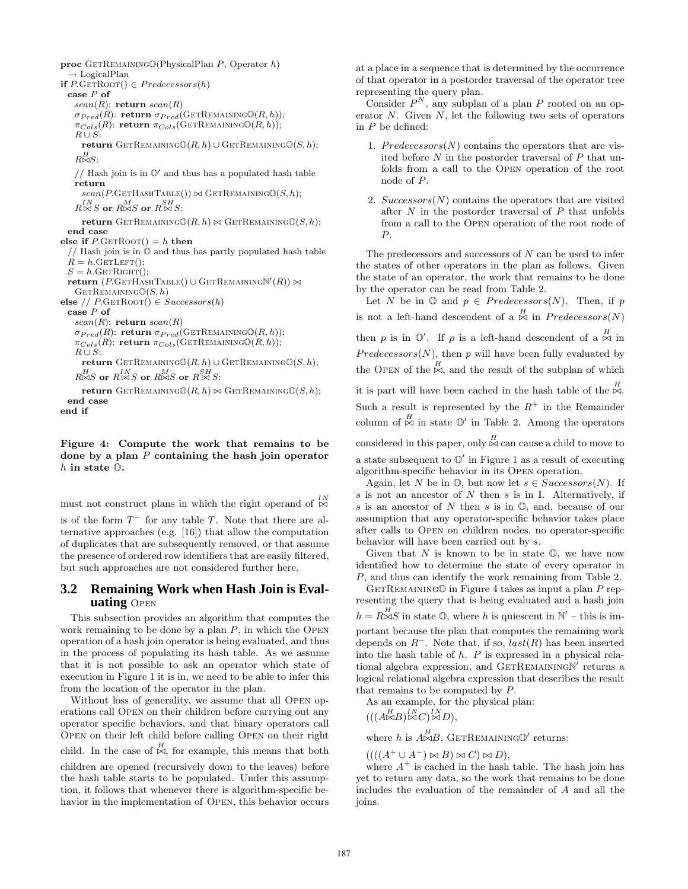```
proc GetRemaining𝕆(PhysicalPlan P, Operator h)
  → LogicalPlan
if P.GetRoot() ∈ Predecessors(h)
  case P of
    scan(R): return scan(R)
    σ_Pred(R): return σ_Pred(GetRemaining𝕆(R, h));
    π_Cols(R): return π_Cols(GetRemaining𝕆(R, h));
    R ∪ S:
      return GetRemaining𝕆(R, h) ∪ GetRemaining𝕆(S, h);
    R ⋈^H S:
    // Hash join is in 𝕆′ and thus has a populated hash table
    return
      scan(P.GetHashTable()) ⋈ GetRemaining𝕆(S, h);
    R ⋈^IN S or R ⋈^M S or R ⋈^SH S:
      return GetRemaining𝕆(R, h) ⋈ GetRemaining𝕆(S, h);
  end case
else if P.GetRoot() = h then
  // Hash join is in 𝕆 and thus has partly populated hash table
  R = h.GetLeft();
  S = h.GetRight();
  return (P.GetHashTable() ∪ GetRemainingℕ′(R)) ⋈
    GetRemaining𝕆(S, h)
else // P.GetRoot() ∈ Successors(h)
  case P of
    scan(R): return scan(R)
    σ_Pred(R): return σ_Pred(GetRemaining𝕆(R, h));
    π_Cols(R): return π_Cols(GetRemaining𝕆(R, h));
    R ∪ S:
      return GetRemaining𝕆(R, h) ∪ GetRemaining𝕆(S, h);
    R ⋈^H S or R ⋈^IN S or R ⋈^M S or R ⋈^SH S:
      return GetRemaining𝕆(R, h) ⋈ GetRemaining𝕆(S, h);
  end case
end if
```

**Figure 4: Compute the work that remains to be done by a plan $P$ containing the hash join operator $h$ in state $\mathbb{O}$.**

must not construct plans in which the right operand of $\overset{IN}{\bowtie}$ is of the form $T^-$ for any table $T$. Note that there are alternative approaches (e.g. [16]) that allow the computation of duplicates that are subsequently removed, or that assume the presence of ordered row identifiers that are easily filtered, but such approaches are not considered further here.

## 3.2 Remaining Work when Hash Join is Evaluating Open

This subsection provides an algorithm that computes the work remaining to be done by a plan $P$, in which the Open operation of a hash join operator is being evaluated, and thus in the process of populating its hash table. As we assume that it is not possible to ask an operator which state of execution in Figure 1 it is in, we need to be able to infer this from the location of the operator in the plan.

Without loss of generality, we assume that all Open operations call Open on their children before carrying out any operator specific behaviors, and that binary operators call Open on their left child before calling Open on their right child. In the case of $\overset{H}{\bowtie}$, for example, this means that both children are opened (recursively down to the leaves) before the hash table starts to be populated. Under this assumption, it follows that whenever there is algorithm-specific behavior in the implementation of Open, this behavior occurs at a place in a sequence that is determined by the occurrence of that operator in a postorder traversal of the operator tree representing the query plan.

Consider $P^N$, any subplan of a plan $P$ rooted on an operator $N$. Given $N$, let the following two sets of operators in $P$ be defined:

1. $Predecessors(N)$ contains the operators that are visited before $N$ in the postorder traversal of $P$ that unfolds from a call to the Open operation of the root node of $P$.
2. $Successors(N)$ contains the operators that are visited after $N$ in the postorder traversal of $P$ that unfolds from a call to the Open operation of the root node of $P$.

The predecessors and successors of $N$ can be used to infer the states of other operators in the plan as follows. Given the state of an operator, the work that remains to be done by the operator can be read from Table 2.

Let $N$ be in $\mathbb{O}$ and $p \in Predecessors(N)$. Then, if $p$ is not a left-hand descendent of a $\overset{H}{\bowtie}$ in $Predecessors(N)$ then $p$ is in $\mathbb{O}'$. If $p$ is a left-hand descendent of a $\overset{H}{\bowtie}$ in $Predecessors(N)$, then $p$ will have been fully evaluated by the Open of the $\overset{H}{\bowtie}$, and the result of the subplan of which it is part will have been cached in the hash table of the $\overset{H}{\bowtie}$. Such a result is represented by the $R^+$ in the Remainder column of $\overset{H}{\bowtie}$ in state $\mathbb{O}'$ in Table 2. Among the operators considered in this paper, only $\overset{H}{\bowtie}$ can cause a child to move to a state subsequent to $\mathbb{O}'$ in Figure 1 as a result of executing algorithm-specific behavior in its Open operation.

Again, let $N$ be in $\mathbb{O}$, but now let $s \in Successors(N)$. If $s$ is not an ancestor of $N$ then $s$ is in $\mathbb{I}$. Alternatively, if $s$ is an ancestor of $N$ then $s$ is in $\mathbb{O}$, and, because of our assumption that any operator-specific behavior takes place after calls to Open on children nodes, no operator-specific behavior will have been carried out by $s$.

Given that $N$ is known to be in state $\mathbb{O}$, we have now identified how to determine the state of every operator in $P$, and thus can identify the work remaining from Table 2.

GetRemaining$\mathbb{O}$ in Figure 4 takes as input a plan $P$ representing the query that is being evaluated and a hash join $h = R\overset{H}{\bowtie}S$ in state $\mathbb{O}$, where $h$ is quiescent in $\mathbb{N}'$ – this is important because the plan that computes the remaining work depends on $R^-$. Note that, if so, $last(R)$ has been inserted into the hash table of $h$. $P$ is expressed in a physical relational algebra expression, and GetRemaining$\mathbb{N}'$ returns a logical relational algebra expression that describes the result that remains to be computed by $P$.

As an example, for the physical plan:

$(((A\overset{H}{\bowtie}B)\overset{IN}{\bowtie}C)\overset{IN}{\bowtie}D)$,

where $h$ is $A\overset{H}{\bowtie}B$, GetRemaining$\mathbb{O}'$ returns:

$((((A^+ \cup A^-) \bowtie B) \bowtie C) \bowtie D)$,

where $A^+$ is cached in the hash table. The hash join has yet to return any data, so the work that remains to be done includes the evaluation of the remainder of $A$ and all the joins.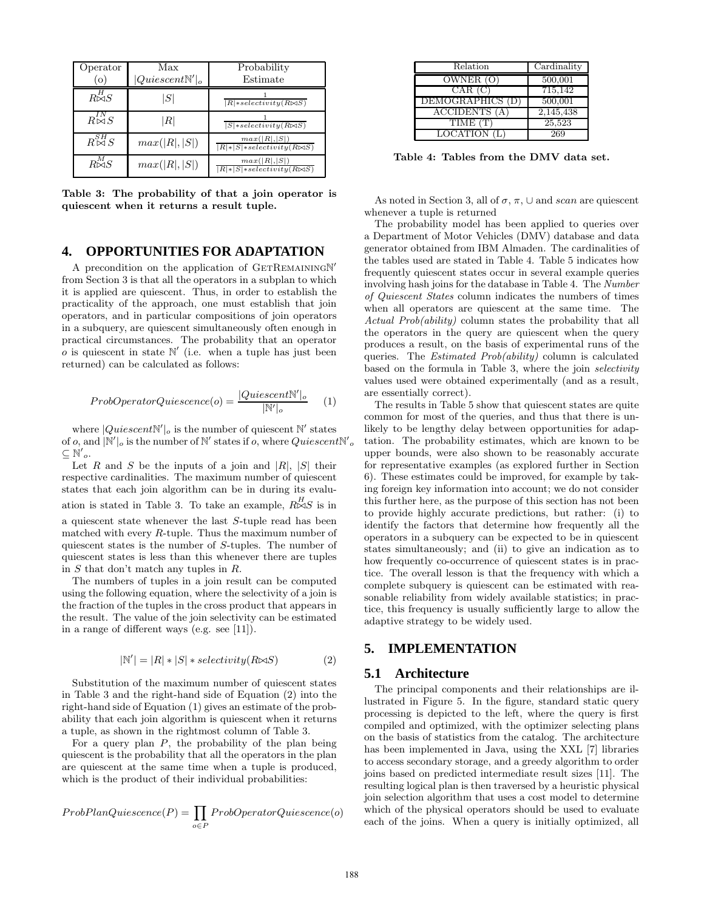| Operator (o) | Max $\lvert Quiescent\mathbb{N}'\rvert_o$ | Probability Estimate |
|---|---|---|
| $R \overset{H}{\bowtie} S$ | $\lvert S\rvert$ | $\frac{1}{\lvert R\rvert * selectivity(R \bowtie S)}$ |
| $R \overset{IN}{\bowtie} S$ | $\lvert R\rvert$ | $\frac{1}{\lvert S\rvert * selectivity(R \bowtie S)}$ |
| $R \overset{SH}{\bowtie} S$ | $max(\lvert R\rvert, \lvert S\rvert)$ | $\frac{max(\lvert R\rvert,\lvert S\rvert)}{\lvert R\rvert * \lvert S\rvert * selectivity(R \bowtie S)}$ |
| $R \overset{M}{\bowtie} S$ | $max(\lvert R\rvert, \lvert S\rvert)$ | $\frac{max(\lvert R\rvert,\lvert S\rvert)}{\lvert R\rvert * \lvert S\rvert * selectivity(R \bowtie S)}$ |

**Table 3: The probability of that a join operator is quiescent when it returns a result tuple.**

## 4. OPPORTUNITIES FOR ADAPTATION

A precondition on the application of GETREMAINING$\mathbb{N}'$ from Section 3 is that all the operators in a subplan to which it is applied are quiescent. Thus, in order to establish the practicality of the approach, one must establish that join operators, and in particular compositions of join operators in a subquery, are quiescent simultaneously often enough in practical circumstances. The probability that an operator $o$ is quiescent in state $\mathbb{N}'$ (i.e. when a tuple has just been returned) can be calculated as follows:

$$ProbOperatorQuiescence(o) = \frac{|Quiescent\mathbb{N}'|_o}{|\mathbb{N}'|_o} \quad (1)$$

where $|Quiescent\mathbb{N}'|_o$ is the number of quiescent $\mathbb{N}'$ states of $o$, and $|\mathbb{N}'|_o$ is the number of $\mathbb{N}'$ states if $o$, where $Quiescent\mathbb{N}'_o \subseteq \mathbb{N}'_o$.

Let $R$ and $S$ be the inputs of a join and $|R|$, $|S|$ their respective cardinalities. The maximum number of quiescent states that each join algorithm can be in during its evaluation is stated in Table 3. To take an example, $R \overset{H}{\bowtie} S$ is in a quiescent state whenever the last $S$-tuple read has been matched with every $R$-tuple. Thus the maximum number of quiescent states is the number of $S$-tuples. The number of quiescent states is less than this whenever there are tuples in $S$ that don't match any tuples in $R$.

The numbers of tuples in a join result can be computed using the following equation, where the selectivity of a join is the fraction of the tuples in the cross product that appears in the result. The value of the join selectivity can be estimated in a range of different ways (e.g. see [11]).

$$|\mathbb{N}'| = |R| * |S| * selectivity(R \bowtie S) \quad (2)$$

Substitution of the maximum number of quiescent states in Table 3 and the right-hand side of Equation (2) into the right-hand side of Equation (1) gives an estimate of the probability that each join algorithm is quiescent when it returns a tuple, as shown in the rightmost column of Table 3.

For a query plan $P$, the probability of the plan being quiescent is the probability that all the operators in the plan are quiescent at the same time when a tuple is produced, which is the product of their individual probabilities:

$$ProbPlanQuiescence(P) = \prod_{o \in P} ProbOperatorQuiescence(o)$$

| Relation | Cardinality |
|---|---|
| OWNER (O) | 500,001 |
| CAR (C) | 715,142 |
| DEMOGRAPHICS (D) | 500,001 |
| ACCIDENTS (A) | 2,145,438 |
| TIME (T) | 25,523 |
| LOCATION (L) | 269 |

**Table 4: Tables from the DMV data set.**

As noted in Section 3, all of $\sigma$, $\pi$, $\cup$ and *scan* are quiescent whenever a tuple is returned

The probability model has been applied to queries over a Department of Motor Vehicles (DMV) database and data generator obtained from IBM Almaden. The cardinalities of the tables used are stated in Table 4. Table 5 indicates how frequently quiescent states occur in several example queries involving hash joins for the database in Table 4. The *Number of Quiescent States* column indicates the numbers of times when all operators are quiescent at the same time. The *Actual Prob(ability)* column states the probability that all the operators in the query are quiescent when the query produces a result, on the basis of experimental runs of the queries. The *Estimated Prob(ability)* column is calculated based on the formula in Table 3, where the join *selectivity* values used were obtained experimentally (and as a result, are essentially correct).

The results in Table 5 show that quiescent states are quite common for most of the queries, and thus that there is unlikely to be lengthy delay between opportunities for adaptation. The probability estimates, which are known to be upper bounds, were also shown to be reasonably accurate for representative examples (as explored further in Section 6). These estimates could be improved, for example by taking foreign key information into account; we do not consider this further here, as the purpose of this section has not been to provide highly accurate predictions, but rather: (i) to identify the factors that determine how frequently all the operators in a subquery can be expected to be in quiescent states simultaneously; and (ii) to give an indication as to how frequently co-occurrence of quiescent states is in practice. The overall lesson is that the frequency with which a complete subquery is quiescent can be estimated with reasonable reliability from widely available statistics; in practice, this frequency is usually sufficiently large to allow the adaptive strategy to be widely used.

## 5. IMPLEMENTATION

### 5.1 Architecture

The principal components and their relationships are illustrated in Figure 5. In the figure, standard static query processing is depicted to the left, where the query is first compiled and optimized, with the optimizer selecting plans on the basis of statistics from the catalog. The architecture has been implemented in Java, using the XXL [7] libraries to access secondary storage, and a greedy algorithm to order joins based on predicted intermediate result sizes [11]. The resulting logical plan is then traversed by a heuristic physical join selection algorithm that uses a cost model to determine which of the physical operators should be used to evaluate each of the joins. When a query is initially optimized, all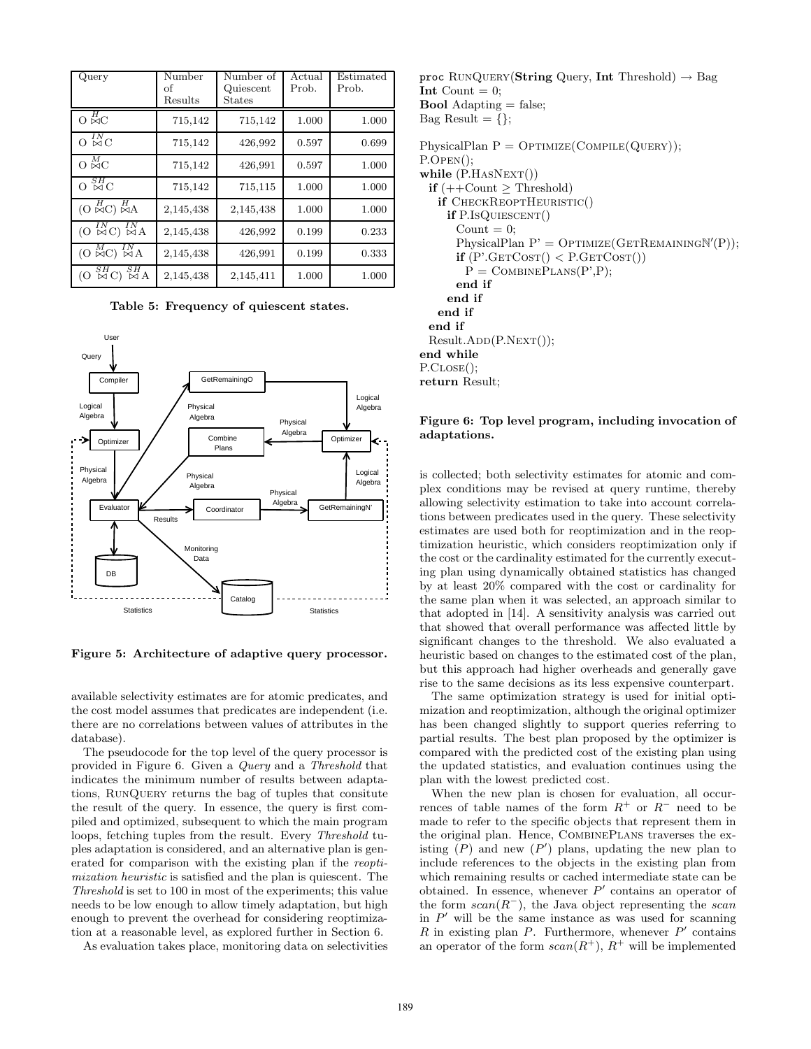| Query | Number of Results | Number of Quiescent States | Actual Prob. | Estimated Prob. |
|---|---|---|---|---|
| O $\overset{H}{\bowtie}$C | 715,142 | 715,142 | 1.000 | 1.000 |
| O $\overset{IN}{\bowtie}$C | 715,142 | 426,992 | 0.597 | 0.699 |
| O $\overset{M}{\bowtie}$C | 715,142 | 426,991 | 0.597 | 1.000 |
| O $\overset{SH}{\bowtie}$C | 715,142 | 715,115 | 1.000 | 1.000 |
| (O $\overset{H}{\bowtie}$C) $\overset{H}{\bowtie}$A | 2,145,438 | 2,145,438 | 1.000 | 1.000 |
| (O $\overset{IN}{\bowtie}$C) $\overset{IN}{\bowtie}$A | 2,145,438 | 426,992 | 0.199 | 0.233 |
| (O $\overset{M}{\bowtie}$C) $\overset{IN}{\bowtie}$A | 2,145,438 | 426,991 | 0.199 | 0.333 |
| (O $\overset{SH}{\bowtie}$C) $\overset{SH}{\bowtie}$A | 2,145,438 | 2,145,411 | 1.000 | 1.000 |

**Table 5: Frequency of quiescent states.**

**Figure 5: Architecture of adaptive query processor.**

available selectivity estimates are for atomic predicates, and the cost model assumes that predicates are independent (i.e. there are no correlations between values of attributes in the database).

The pseudocode for the top level of the query processor is provided in Figure 6. Given a *Query* and a *Threshold* that indicates the minimum number of results between adaptations, RunQuery returns the bag of tuples that consitute the result of the query. In essence, the query is first compiled and optimized, subsequent to which the main program loops, fetching tuples from the result. Every *Threshold* tuples adaptation is considered, and an alternative plan is generated for comparison with the existing plan if the *reoptimization heuristic* is satisfied and the plan is quiescent. The *Threshold* is set to 100 in most of the experiments; this value needs to be low enough to allow timely adaptation, but high enough to prevent the overhead for considering reoptimization at a reasonable level, as explored further in Section 6.

As evaluation takes place, monitoring data on selectivities

```
proc RunQuery(String Query, Int Threshold) → Bag
Int Count = 0;
Bool Adapting = false;
Bag Result = {};

PhysicalPlan P = Optimize(Compile(Query));
P.Open();
while (P.HasNext())
  if (++Count ≥ Threshold)
    if CheckReoptHeuristic()
      if P.IsQuiescent()
        Count = 0;
        PhysicalPlan P' = Optimize(GetRemainingℕ'(P));
        if (P'.GetCost() < P.GetCost())
          P = CombinePlans(P',P);
        end if
      end if
    end if
  end if
  Result.Add(P.Next());
end while
P.Close();
return Result;
```

**Figure 6: Top level program, including invocation of adaptations.**

is collected; both selectivity estimates for atomic and complex conditions may be revised at query runtime, thereby allowing selectivity estimation to take into account correlations between predicates used in the query. These selectivity estimates are used both for reoptimization and in the reoptimization heuristic, which considers reoptimization only if the cost or the cardinality estimated for the currently executing plan using dynamically obtained statistics has changed by at least 20% compared with the cost or cardinality for the same plan when it was selected, an approach similar to that adopted in [14]. A sensitivity analysis was carried out that showed that overall performance was affected little by significant changes to the threshold. We also evaluated a heuristic based on changes to the estimated cost of the plan, but this approach had higher overheads and generally gave rise to the same decisions as its less expensive counterpart.

The same optimization strategy is used for initial optimization and reoptimization, although the original optimizer has been changed slightly to support queries referring to partial results. The best plan proposed by the optimizer is compared with the predicted cost of the existing plan using the updated statistics, and evaluation continues using the plan with the lowest predicted cost.

When the new plan is chosen for evaluation, all occurrences of table names of the form $R^+$ or $R^-$ need to be made to refer to the specific objects that represent them in the original plan. Hence, CombinePlans traverses the existing ($P$) and new ($P'$) plans, updating the new plan to include references to the objects in the existing plan from which remaining results or cached intermediate state can be obtained. In essence, whenever $P'$ contains an operator of the form $scan(R^-)$, the Java object representing the *scan* in $P'$ will be the same instance as was used for scanning $R$ in existing plan $P$. Furthermore, whenever $P'$ contains an operator of the form $scan(R^+)$, $R^+$ will be implemented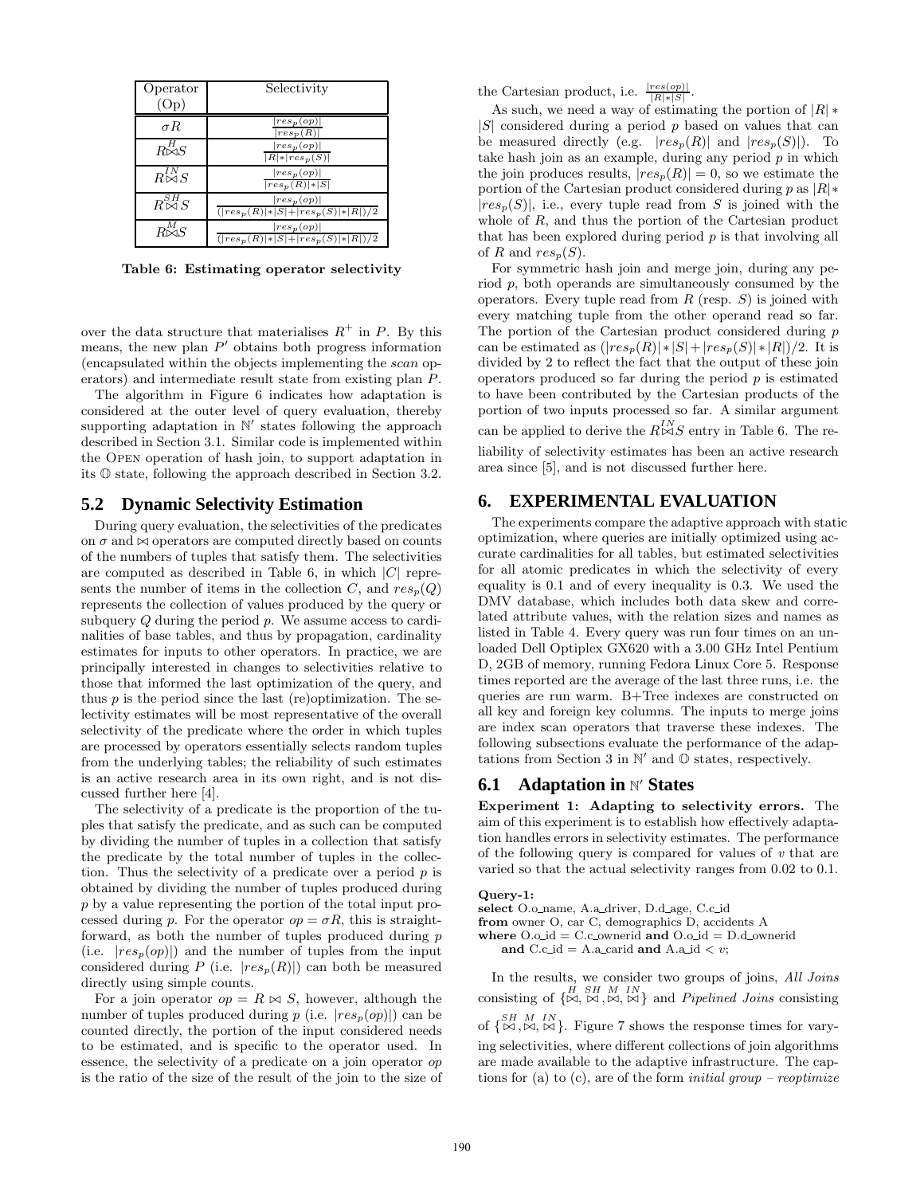| Operator (Op) | Selectivity |
| --- | --- |
| $\sigma R$ | $\frac{\lvert res_p(op)\rvert}{\lvert res_p(R)\rvert}$ |
| $R \overset{H}{\bowtie} S$ | $\frac{\lvert res_p(op)\rvert}{\lvert R\rvert * \lvert res_p(S)\rvert}$ |
| $R \overset{IN}{\bowtie} S$ | $\frac{\lvert res_p(op)\rvert}{\lvert res_p(R)\rvert * \lvert S\rvert}$ |
| $R \overset{SH}{\bowtie} S$ | $\frac{\lvert res_p(op)\rvert}{(\lvert res_p(R)\rvert * \lvert S\rvert + \lvert res_p(S)\rvert * \lvert R\rvert)/2}$ |
| $R \overset{M}{\bowtie} S$ | $\frac{\lvert res_p(op)\rvert}{(\lvert res_p(R)\rvert * \lvert S\rvert + \lvert res_p(S)\rvert * \lvert R\rvert)/2}$ |

**Table 6: Estimating operator selectivity**

over the data structure that materialises $R^+$ in $P$. By this means, the new plan $P'$ obtains both progress information (encapsulated within the objects implementing the *scan* operators) and intermediate result state from existing plan $P$.

The algorithm in Figure 6 indicates how adaptation is considered at the outer level of query evaluation, thereby supporting adaptation in $\mathbb{N}'$ states following the approach described in Section 3.1. Similar code is implemented within the Open operation of hash join, to support adaptation in its $\mathbb{O}$ state, following the approach described in Section 3.2.

## 5.2 Dynamic Selectivity Estimation

During query evaluation, the selectivities of the predicates on $\sigma$ and $\bowtie$ operators are computed directly based on counts of the numbers of tuples that satisfy them. The selectivities are computed as described in Table 6, in which $|C|$ represents the number of items in the collection $C$, and $res_p(Q)$ represents the collection of values produced by the query or subquery $Q$ during the period $p$. We assume access to cardinalities of base tables, and thus by propagation, cardinality estimates for inputs to other operators. In practice, we are principally interested in changes to selectivities relative to those that informed the last optimization of the query, and thus $p$ is the period since the last (re)optimization. The selectivity estimates will be most representative of the overall selectivity of the predicate where the order in which tuples are processed by operators essentially selects random tuples from the underlying tables; the reliability of such estimates is an active research area in its own right, and is not discussed further here [4].

The selectivity of a predicate is the proportion of the tuples that satisfy the predicate, and as such can be computed by dividing the number of tuples in a collection that satisfy the predicate by the total number of tuples in the collection. Thus the selectivity of a predicate over a period $p$ is obtained by dividing the number of tuples produced during $p$ by a value representing the portion of the total input processed during $p$. For the operator $op = \sigma R$, this is straightforward, as both the number of tuples produced during $p$ (i.e. $|res_p(op)|$) and the number of tuples from the input considered during $P$ (i.e. $|res_p(R)|$) can both be measured directly using simple counts.

For a join operator $op = R \bowtie S$, however, although the number of tuples produced during $p$ (i.e. $|res_p(op)|$) can be counted directly, the portion of the input considered needs to be estimated, and is specific to the operator used. In essence, the selectivity of a predicate on a join operator $op$ is the ratio of the size of the result of the join to the size of the Cartesian product, i.e. $\frac{|res(op)|}{|R|*|S|}$.

As such, we need a way of estimating the portion of $|R| * |S|$ considered during a period $p$ based on values that can be measured directly (e.g. $|res_p(R)|$ and $|res_p(S)|$). To take hash join as an example, during any period $p$ in which the join produces results, $|res_p(R)| = 0$, so we estimate the portion of the Cartesian product considered during $p$ as $|R| * |res_p(S)|$, i.e., every tuple read from $S$ is joined with the whole of $R$, and thus the portion of the Cartesian product that has been explored during period $p$ is that involving all of $R$ and $res_p(S)$.

For symmetric hash join and merge join, during any period $p$, both operands are simultaneously consumed by the operators. Every tuple read from $R$ (resp. $S$) is joined with every matching tuple from the other operand read so far. The portion of the Cartesian product considered during $p$ can be estimated as $(|res_p(R)| * |S| + |res_p(S)| * |R|)/2$. It is divided by 2 to reflect the fact that the output of these join operators produced so far during the period $p$ is estimated to have been contributed by the Cartesian products of the portion of two inputs processed so far. A similar argument can be applied to derive the $R \overset{IN}{\bowtie} S$ entry in Table 6. The reliability of selectivity estimates has been an active research area since [5], and is not discussed further here.

# 6. EXPERIMENTAL EVALUATION

The experiments compare the adaptive approach with static optimization, where queries are initially optimized using accurate cardinalities for all tables, but estimated selectivities for all atomic predicates in which the selectivity of every equality is 0.1 and of every inequality is 0.3. We used the DMV database, which includes both data skew and correlated attribute values, with the relation sizes and names as listed in Table 4. Every query was run four times on an unloaded Dell Optiplex GX620 with a 3.00 GHz Intel Pentium D, 2GB of memory, running Fedora Linux Core 5. Response times reported are the average of the last three runs, i.e. the queries are run warm. B+Tree indexes are constructed on all key and foreign key columns. The inputs to merge joins are index scan operators that traverse these indexes. The following subsections evaluate the performance of the adaptations from Section 3 in $\mathbb{N}'$ and $\mathbb{O}$ states, respectively.

## 6.1 Adaptation in $\mathbb{N}'$ States

**Experiment 1: Adapting to selectivity errors.** The aim of this experiment is to establish how effectively adaptation handles errors in selectivity estimates. The performance of the following query is compared for values of $v$ that are varied so that the actual selectivity ranges from 0.02 to 0.1.

**Query-1:**
**select** O.o_name, A.a_driver, D.d_age, C.c_id
**from** owner O, car C, demographics D, accidents A
**where** O.o_id = C.c_ownerid **and** O.o_id = D.d_ownerid
**and** C.c_id = A.a_carid **and** A.a_id < $v$;

In the results, we consider two groups of joins, *All Joins* consisting of $\{\overset{H}{\bowtie}, \overset{SH}{\bowtie}, \overset{M}{\bowtie}, \overset{IN}{\bowtie}\}$ and *Pipelined Joins* consisting of $\{\overset{SH}{\bowtie}, \overset{M}{\bowtie}, \overset{IN}{\bowtie}\}$. Figure 7 shows the response times for varying selectivities, where different collections of join algorithms are made available to the adaptive infrastructure. The captions for (a) to (c), are of the form *initial group – reoptimize*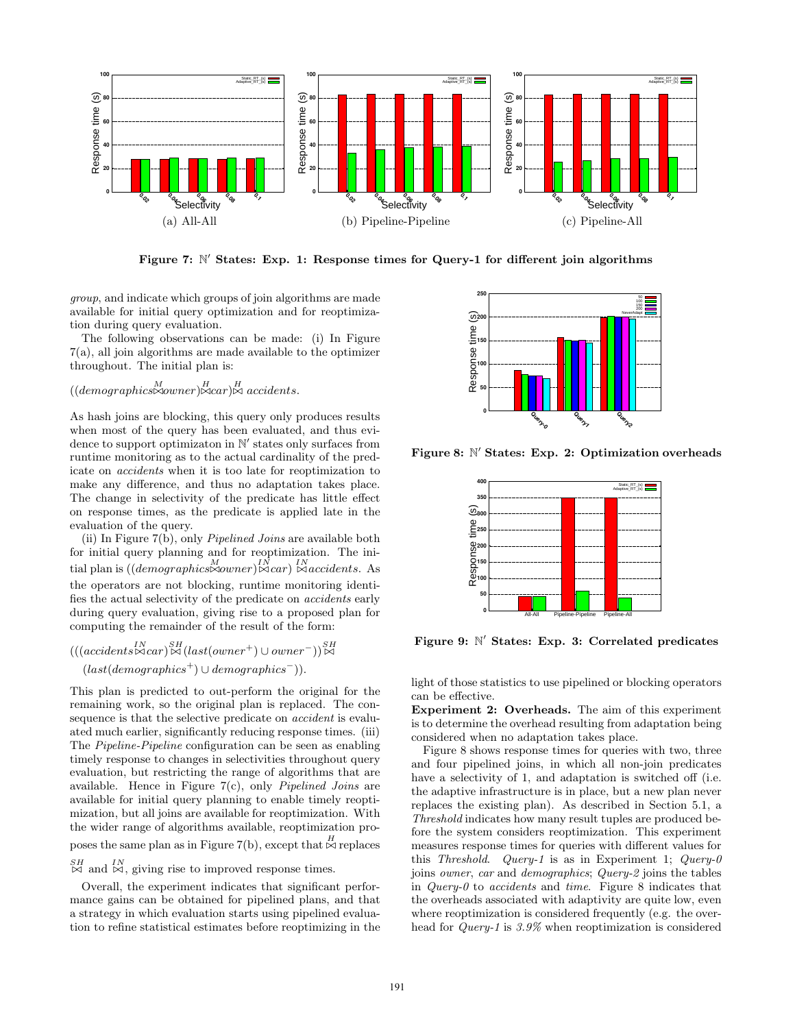Figure 7: $\mathbb{N}'$ States: Exp. 1: Response times for Query-1 for different join algorithms

*group*, and indicate which groups of join algorithms are made available for initial query optimization and for reoptimization during query evaluation.

The following observations can be made: (i) In Figure 7(a), all join algorithms are made available to the optimizer throughout. The initial plan is:

$((demographics \overset{M}{\bowtie} owner) \overset{H}{\bowtie} car) \overset{H}{\bowtie} accidents.$

As hash joins are blocking, this query only produces results when most of the query has been evaluated, and thus evidence to support optimizaton in $\mathbb{N}'$ states only surfaces from runtime monitoring as to the actual cardinality of the predicate on *accidents* when it is too late for reoptimization to make any difference, and thus no adaptation takes place. The change in selectivity of the predicate has little effect on response times, as the predicate is applied late in the evaluation of the query.

(ii) In Figure 7(b), only *Pipelined Joins* are available both for initial query planning and for reoptimization. The initial plan is $((demographics \overset{M}{\bowtie} owner) \overset{IN}{\bowtie} car) \overset{IN}{\bowtie} accidents$. As the operators are not blocking, runtime monitoring identifies the actual selectivity of the predicate on *accidents* early during query evaluation, giving rise to a proposed plan for computing the remainder of the result of the form:

$$(((accidents \overset{IN}{\bowtie} car) \overset{SH}{\bowtie} (last(owner^{+}) \cup owner^{-})) \overset{SH}{\bowtie} (last(demographics^{+}) \cup demographics^{-})).$$

This plan is predicted to out-perform the original for the remaining work, so the original plan is replaced. The consequence is that the selective predicate on *accident* is evaluated much earlier, significantly reducing response times. (iii) The *Pipeline-Pipeline* configuration can be seen as enabling timely response to changes in selectivities throughout query evaluation, but restricting the range of algorithms that are available. Hence in Figure 7(c), only *Pipelined Joins* are available for initial query planning to enable timely reoptimization, but all joins are available for reoptimization. With the wider range of algorithms available, reoptimization proposes the same plan as in Figure 7(b), except that $\overset{H}{\bowtie}$ replaces $\overset{SH}{\bowtie}$ and $\overset{IN}{\bowtie}$, giving rise to improved response times.

Overall, the experiment indicates that significant performance gains can be obtained for pipelined plans, and that a strategy in which evaluation starts using pipelined evaluation to refine statistical estimates before reoptimizing in the light of those statistics to use pipelined or blocking operators can be effective.

Figure 8: $\mathbb{N}'$ States: Exp. 2: Optimization overheads

Figure 9: $\mathbb{N}'$ States: Exp. 3: Correlated predicates

**Experiment 2: Overheads.** The aim of this experiment is to determine the overhead resulting from adaptation being considered when no adaptation takes place.

Figure 8 shows response times for queries with two, three and four pipelined joins, in which all non-join predicates have a selectivity of 1, and adaptation is switched off (i.e. the adaptive infrastructure is in place, but a new plan never replaces the existing plan). As described in Section 5.1, a *Threshold* indicates how many result tuples are produced before the system considers reoptimization. This experiment measures response times for queries with different values for this *Threshold*. *Query-1* is as in Experiment 1; *Query-0* joins *owner*, *car* and *demographics*; *Query-2* joins the tables in *Query-0* to *accidents* and *time*. Figure 8 indicates that the overheads associated with adaptivity are quite low, even where reoptimization is considered frequently (e.g. the overhead for *Query-1* is *3.9%* when reoptimization is considered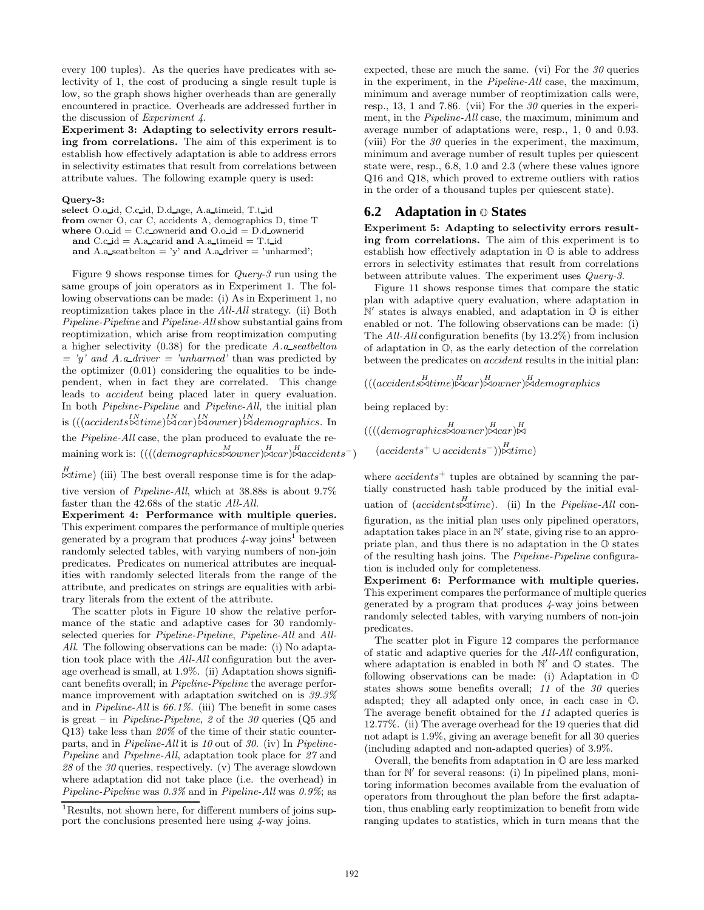every 100 tuples). As the queries have predicates with selectivity of 1, the cost of producing a single result tuple is low, so the graph shows higher overheads than are generally encountered in practice. Overheads are addressed further in the discussion of *Experiment 4*.

**Experiment 3: Adapting to selectivity errors resulting from correlations.** The aim of this experiment is to establish how effectively adaptation is able to address errors in selectivity estimates that result from correlations between attribute values. The following example query is used:

**Query-3:**
**select** O.o_id, C.c_id, D.d_age, A.a_timeid, T.t_id
**from** owner O, car C, accidents A, demographics D, time T
**where** O.o_id = C.c_ownerid **and** O.o_id = D.d_ownerid
**and** C.c_id = A.a_carid **and** A.a_timeid = T.t_id
**and** A.a_seatbelton = 'y' **and** A.a_driver = 'unharmed';

Figure 9 shows response times for *Query-3* run using the same groups of join operators as in Experiment 1. The following observations can be made: (i) As in Experiment 1, no reoptimization takes place in the *All-All* strategy. (ii) Both *Pipeline-Pipeline* and *Pipeline-All* show substantial gains from reoptimization, which arise from reoptimization computing a higher selectivity (0.38) for the predicate *A.a_seatbelton = 'y' and A.a_driver = 'unharmed'* than was predicted by the optimizer (0.01) considering the equalities to be independent, when in fact they are correlated. This change leads to *accident* being placed later in query evaluation. In both *Pipeline-Pipeline* and *Pipeline-All*, the initial plan is $(((accidents \overset{IN}{\bowtie} time) \overset{IN}{\bowtie} car) \overset{IN}{\bowtie} owner) \overset{IN}{\bowtie} demographics$. In the *Pipeline-All* case, the plan produced to evaluate the remaining work is: $((((demographics \overset{M}{\bowtie} owner) \overset{H}{\bowtie} car) \overset{H}{\bowtie} accidents^{-}) \overset{H}{\bowtie} time)$ (iii) The best overall response time is for the adaptive version of *Pipeline-All*, which at 38.88s is about 9.7% faster than the 42.68s of the static *All-All*.

**Experiment 4: Performance with multiple queries.** This experiment compares the performance of multiple queries generated by a program that produces *4*-way joins[1] between randomly selected tables, with varying numbers of non-join predicates. Predicates on numerical attributes are inequalities with randomly selected literals from the range of the attribute, and predicates on strings are equalities with arbitrary literals from the extent of the attribute.

The scatter plots in Figure 10 show the relative performance of the static and adaptive cases for 30 randomly-selected queries for *Pipeline-Pipeline*, *Pipeline-All* and *All-All*. The following observations can be made: (i) No adaptation took place with the *All-All* configuration but the average overhead is small, at 1.9%. (ii) Adaptation shows significant benefits overall; in *Pipeline-Pipeline* the average performance improvement with adaptation switched on is *39.3%* and in *Pipeline-All* is *66.1%*. (iii) The benefit in some cases is great – in *Pipeline-Pipeline*, *2* of the *30* queries (Q5 and Q13) take less than *20%* of the time of their static counterparts, and in *Pipeline-All* it is *10* out of *30*. (iv) In *Pipeline-Pipeline* and *Pipeline-All*, adaptation took place for *27* and *28* of the *30* queries, respectively. (v) The average slowdown where adaptation did not take place (i.e. the overhead) in *Pipeline-Pipeline* was *0.3%* and in *Pipeline-All* was *0.9%*; as expected, these are much the same. (vi) For the *30* queries in the experiment, in the *Pipeline-All* case, the maximum, minimum and average number of reoptimization calls were, resp., 13, 1 and 7.86. (vii) For the *30* queries in the experiment, in the *Pipeline-All* case, the maximum, minimum and average number of adaptations were, resp., 1, 0 and 0.93. (viii) For the *30* queries in the experiment, the maximum, minimum and average number of result tuples per quiescent state were, resp., 6.8, 1.0 and 2.3 (where these values ignore Q16 and Q18, which proved to extreme outliers with ratios in the order of a thousand tuples per quiescent state).

[1] Results, not shown here, for different numbers of joins support the conclusions presented here using *4*-way joins.

## 6.2 Adaptation in $\mathbb{O}$ States

**Experiment 5: Adapting to selectivity errors resulting from correlations.** The aim of this experiment is to establish how effectively adaptation in $\mathbb{O}$ is able to address errors in selectivity estimates that result from correlations between attribute values. The experiment uses *Query-3*.

Figure 11 shows response times that compare the static plan with adaptive query evaluation, where adaptation in $\mathbb{N}'$ states is always enabled, and adaptation in $\mathbb{O}$ is either enabled or not. The following observations can be made: (i) The *All-All* configuration benefits (by 13.2%) from inclusion of adaptation in $\mathbb{O}$, as the early detection of the correlation between the predicates on *accident* results in the initial plan:

$$(((accidents \overset{H}{\bowtie} time) \overset{H}{\bowtie} car) \overset{H}{\bowtie} owner) \overset{H}{\bowtie} demographics$$

being replaced by:

$$((((demographics \overset{H}{\bowtie} owner) \overset{H}{\bowtie} car) \overset{H}{\bowtie} (accidents^{+} \cup accidents^{-})) \overset{H}{\bowtie} time)$$

where $accidents^{+}$ tuples are obtained by scanning the partially constructed hash table produced by the initial evaluation of $(accidents \overset{H}{\bowtie} time)$. (ii) In the *Pipeline-All* configuration, as the initial plan uses only pipelined operators, adaptation takes place in an $\mathbb{N}'$ state, giving rise to an appropriate plan, and thus there is no adaptation in the $\mathbb{O}$ states of the resulting hash joins. The *Pipeline-Pipeline* configuration is included only for completeness.

**Experiment 6: Performance with multiple queries.** This experiment compares the performance of multiple queries generated by a program that produces *4*-way joins between randomly selected tables, with varying numbers of non-join predicates.

The scatter plot in Figure 12 compares the performance of static and adaptive queries for the *All-All* configuration, where adaptation is enabled in both $\mathbb{N}'$ and $\mathbb{O}$ states. The following observations can be made: (i) Adaptation in $\mathbb{O}$ states shows some benefits overall; *11* of the *30* queries adapted; they all adapted only once, in each case in $\mathbb{O}$. The average benefit obtained for the *11* adapted queries is 12.77%. (ii) The average overhead for the 19 queries that did not adapt is 1.9%, giving an average benefit for all 30 queries (including adapted and non-adapted queries) of 3.9%.

Overall, the benefits from adaptation in $\mathbb{O}$ are less marked than for $\mathbb{N}'$ for several reasons: (i) In pipelined plans, monitoring information becomes available from the evaluation of operators from throughout the plan before the first adaptation, thus enabling early reoptimization to benefit from wide ranging updates to statistics, which in turn means that the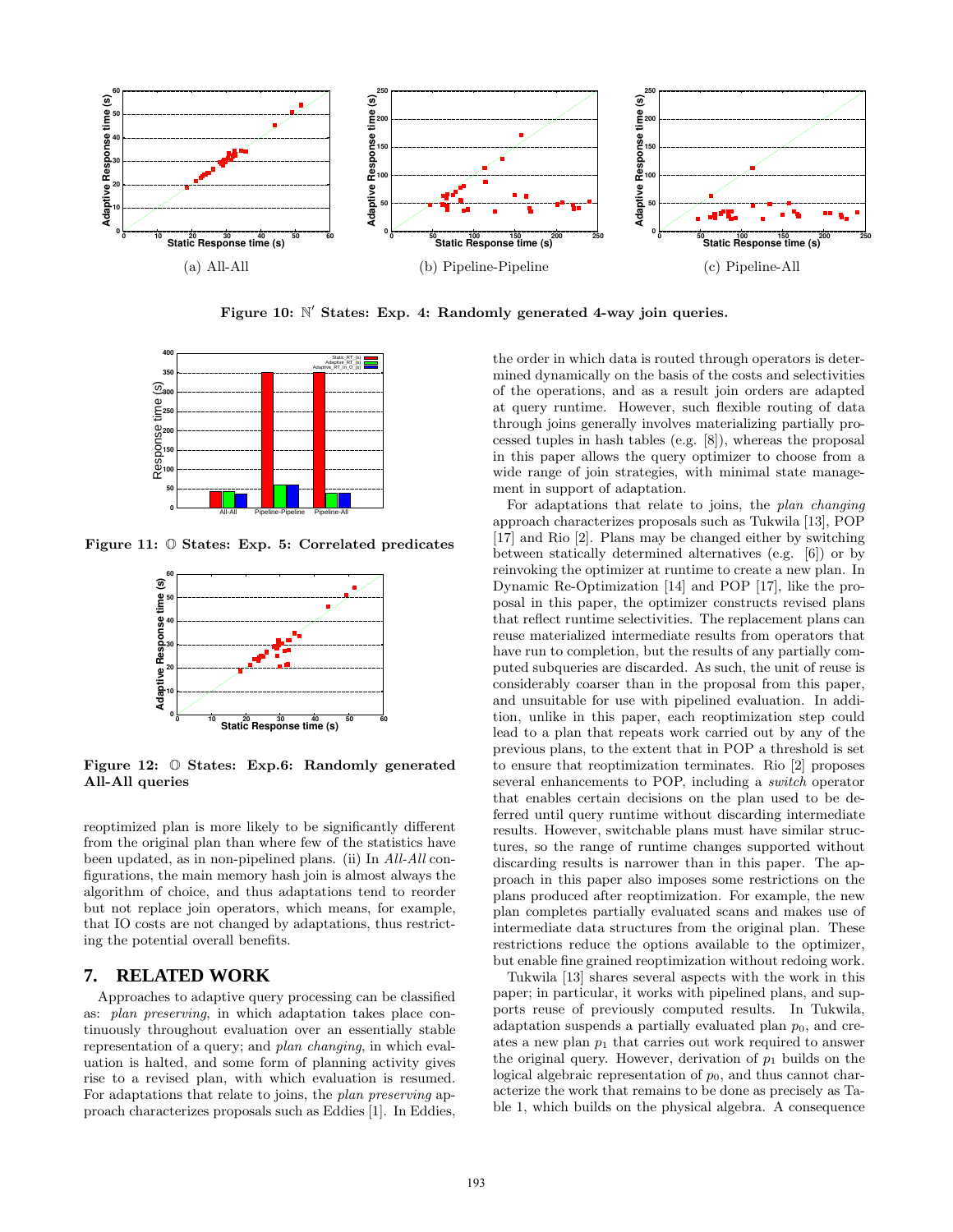Figure 10: $\mathbb{N}'$ States: Exp. 4: Randomly generated 4-way join queries.

(a) All-All

(b) Pipeline-Pipeline

(c) Pipeline-All

Figure 11: $\mathbb{O}$ States: Exp. 5: Correlated predicates

Figure 12: $\mathbb{O}$ States: Exp.6: Randomly generated All-All queries

reoptimized plan is more likely to be significantly different from the original plan than where few of the statistics have been updated, as in non-pipelined plans. (ii) In *All-All* configurations, the main memory hash join is almost always the algorithm of choice, and thus adaptations tend to reorder but not replace join operators, which means, for example, that IO costs are not changed by adaptations, thus restricting the potential overall benefits.

## 7. RELATED WORK

Approaches to adaptive query processing can be classified as: *plan preserving*, in which adaptation takes place continuously throughout evaluation over an essentially stable representation of a query; and *plan changing*, in which evaluation is halted, and some form of planning activity gives rise to a revised plan, with which evaluation is resumed. For adaptations that relate to joins, the *plan preserving* approach characterizes proposals such as Eddies [1]. In Eddies, the order in which data is routed through operators is determined dynamically on the basis of the costs and selectivities of the operations, and as a result join orders are adapted at query runtime. However, such flexible routing of data through joins generally involves materializing partially processed tuples in hash tables (e.g. [8]), whereas the proposal in this paper allows the query optimizer to choose from a wide range of join strategies, with minimal state management in support of adaptation.

For adaptations that relate to joins, the *plan changing* approach characterizes proposals such as Tukwila [13], POP [17] and Rio [2]. Plans may be changed either by switching between statically determined alternatives (e.g. [6]) or by reinvoking the optimizer at runtime to create a new plan. In Dynamic Re-Optimization [14] and POP [17], like the proposal in this paper, the optimizer constructs revised plans that reflect runtime selectivities. The replacement plans can reuse materialized intermediate results from operators that have run to completion, but the results of any partially computed subqueries are discarded. As such, the unit of reuse is considerably coarser than in the proposal from this paper, and unsuitable for use with pipelined evaluation. In addition, unlike in this paper, each reoptimization step could lead to a plan that repeats work carried out by any of the previous plans, to the extent that in POP a threshold is set to ensure that reoptimization terminates. Rio [2] proposes several enhancements to POP, including a *switch* operator that enables certain decisions on the plan used to be deferred until query runtime without discarding intermediate results. However, switchable plans must have similar structures, so the range of runtime changes supported without discarding results is narrower than in this paper. The approach in this paper also imposes some restrictions on the plans produced after reoptimization. For example, the new plan completes partially evaluated scans and makes use of intermediate data structures from the original plan. These restrictions reduce the options available to the optimizer, but enable fine grained reoptimization without redoing work.

Tukwila [13] shares several aspects with the work in this paper; in particular, it works with pipelined plans, and supports reuse of previously computed results. In Tukwila, adaptation suspends a partially evaluated plan $p_0$, and creates a new plan $p_1$ that carries out work required to answer the original query. However, derivation of $p_1$ builds on the logical algebraic representation of $p_0$, and thus cannot characterize the work that remains to be done as precisely as Table 1, which builds on the physical algebra. A consequence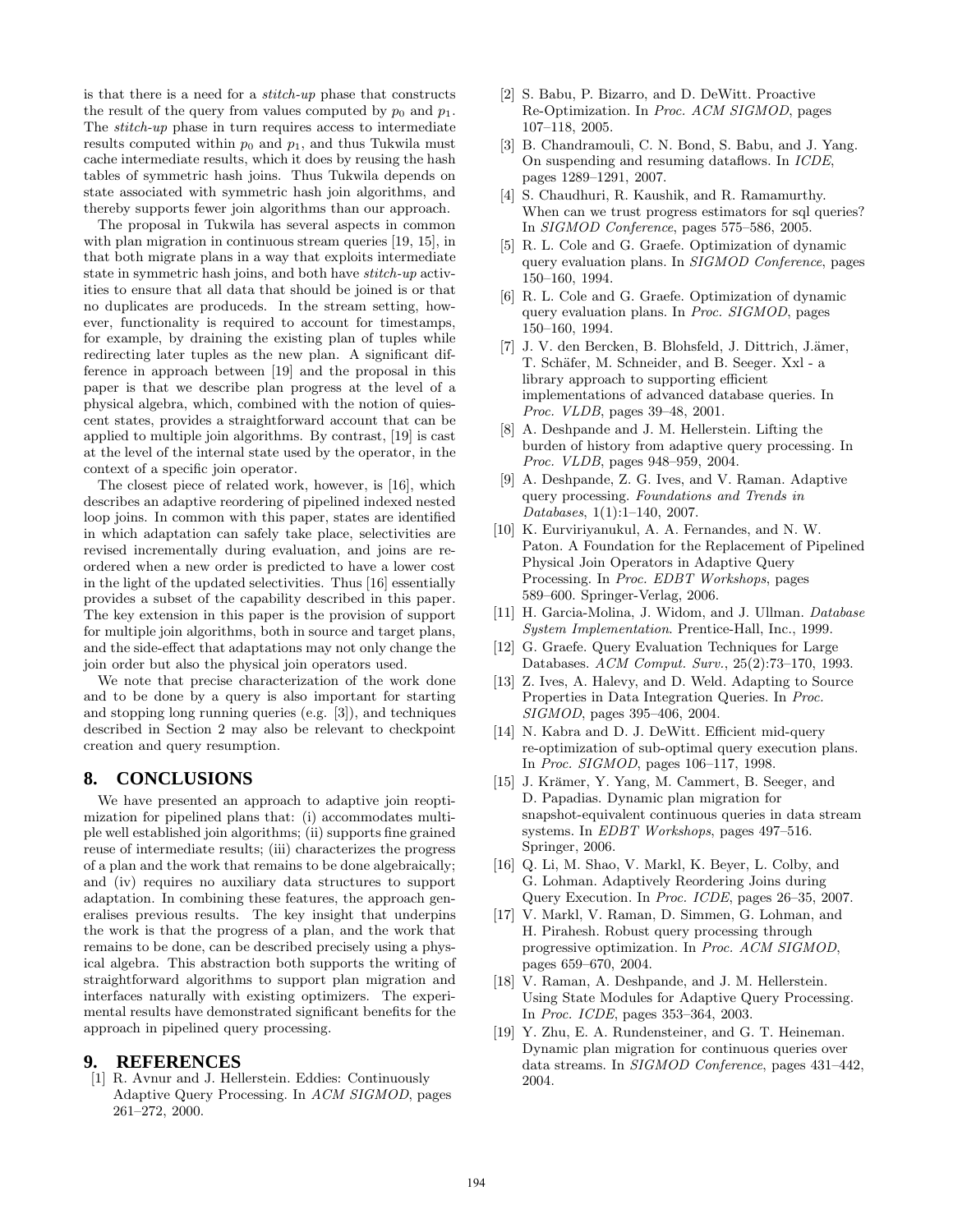is that there is a need for a *stitch-up* phase that constructs the result of the query from values computed by $p_0$ and $p_1$. The *stitch-up* phase in turn requires access to intermediate results computed within $p_0$ and $p_1$, and thus Tukwila must cache intermediate results, which it does by reusing the hash tables of symmetric hash joins. Thus Tukwila depends on state associated with symmetric hash join algorithms, and thereby supports fewer join algorithms than our approach.

The proposal in Tukwila has several aspects in common with plan migration in continuous stream queries [19, 15], in that both migrate plans in a way that exploits intermediate state in symmetric hash joins, and both have *stitch-up* activities to ensure that all data that should be joined is or that no duplicates are produceds. In the stream setting, however, functionality is required to account for timestamps, for example, by draining the existing plan of tuples while redirecting later tuples as the new plan. A significant difference in approach between [19] and the proposal in this paper is that we describe plan progress at the level of a physical algebra, which, combined with the notion of quiescent states, provides a straightforward account that can be applied to multiple join algorithms. By contrast, [19] is cast at the level of the internal state used by the operator, in the context of a specific join operator.

The closest piece of related work, however, is [16], which describes an adaptive reordering of pipelined indexed nested loop joins. In common with this paper, states are identified in which adaptation can safely take place, selectivities are revised incrementally during evaluation, and joins are reordered when a new order is predicted to have a lower cost in the light of the updated selectivities. Thus [16] essentially provides a subset of the capability described in this paper. The key extension in this paper is the provision of support for multiple join algorithms, both in source and target plans, and the side-effect that adaptations may not only change the join order but also the physical join operators used.

We note that precise characterization of the work done and to be done by a query is also important for starting and stopping long running queries (e.g. [3]), and techniques described in Section 2 may also be relevant to checkpoint creation and query resumption.

# 8. CONCLUSIONS

We have presented an approach to adaptive join reoptimization for pipelined plans that: (i) accommodates multiple well established join algorithms; (ii) supports fine grained reuse of intermediate results; (iii) characterizes the progress of a plan and the work that remains to be done algebraically; and (iv) requires no auxiliary data structures to support adaptation. In combining these features, the approach generalises previous results. The key insight that underpins the work is that the progress of a plan, and the work that remains to be done, can be described precisely using a physical algebra. This abstraction both supports the writing of straightforward algorithms to support plan migration and interfaces naturally with existing optimizers. The experimental results have demonstrated significant benefits for the approach in pipelined query processing.

# 9. REFERENCES

[1] R. Avnur and J. Hellerstein. Eddies: Continuously Adaptive Query Processing. In *ACM SIGMOD*, pages 261–272, 2000.

[2] S. Babu, P. Bizarro, and D. DeWitt. Proactive Re-Optimization. In *Proc. ACM SIGMOD*, pages 107–118, 2005.

[3] B. Chandramouli, C. N. Bond, S. Babu, and J. Yang. On suspending and resuming dataflows. In *ICDE*, pages 1289–1291, 2007.

[4] S. Chaudhuri, R. Kaushik, and R. Ramamurthy. When can we trust progress estimators for sql queries? In *SIGMOD Conference*, pages 575–586, 2005.

[5] R. L. Cole and G. Graefe. Optimization of dynamic query evaluation plans. In *SIGMOD Conference*, pages 150–160, 1994.

[6] R. L. Cole and G. Graefe. Optimization of dynamic query evaluation plans. In *Proc. SIGMOD*, pages 150–160, 1994.

[7] J. V. den Bercken, B. Blohsfeld, J. Dittrich, J.ämer, T. Schäfer, M. Schneider, and B. Seeger. Xxl - a library approach to supporting efficient implementations of advanced database queries. In *Proc. VLDB*, pages 39–48, 2001.

[8] A. Deshpande and J. M. Hellerstein. Lifting the burden of history from adaptive query processing. In *Proc. VLDB*, pages 948–959, 2004.

[9] A. Deshpande, Z. G. Ives, and V. Raman. Adaptive query processing. *Foundations and Trends in Databases*, 1(1):1–140, 2007.

[10] K. Eurviriyanukul, A. A. Fernandes, and N. W. Paton. A Foundation for the Replacement of Pipelined Physical Join Operators in Adaptive Query Processing. In *Proc. EDBT Workshops*, pages 589–600. Springer-Verlag, 2006.

[11] H. Garcia-Molina, J. Widom, and J. Ullman. *Database System Implementation*. Prentice-Hall, Inc., 1999.

[12] G. Graefe. Query Evaluation Techniques for Large Databases. *ACM Comput. Surv.*, 25(2):73–170, 1993.

[13] Z. Ives, A. Halevy, and D. Weld. Adapting to Source Properties in Data Integration Queries. In *Proc. SIGMOD*, pages 395–406, 2004.

[14] N. Kabra and D. J. DeWitt. Efficient mid-query re-optimization of sub-optimal query execution plans. In *Proc. SIGMOD*, pages 106–117, 1998.

[15] J. Krämer, Y. Yang, M. Cammert, B. Seeger, and D. Papadias. Dynamic plan migration for snapshot-equivalent continuous queries in data stream systems. In *EDBT Workshops*, pages 497–516. Springer, 2006.

[16] Q. Li, M. Shao, V. Markl, K. Beyer, L. Colby, and G. Lohman. Adaptively Reordering Joins during Query Execution. In *Proc. ICDE*, pages 26–35, 2007.

[17] V. Markl, V. Raman, D. Simmen, G. Lohman, and H. Pirahesh. Robust query processing through progressive optimization. In *Proc. ACM SIGMOD*, pages 659–670, 2004.

[18] V. Raman, A. Deshpande, and J. M. Hellerstein. Using State Modules for Adaptive Query Processing. In *Proc. ICDE*, pages 353–364, 2003.

[19] Y. Zhu, E. A. Rundensteiner, and G. T. Heineman. Dynamic plan migration for continuous queries over data streams. In *SIGMOD Conference*, pages 431–442, 2004.